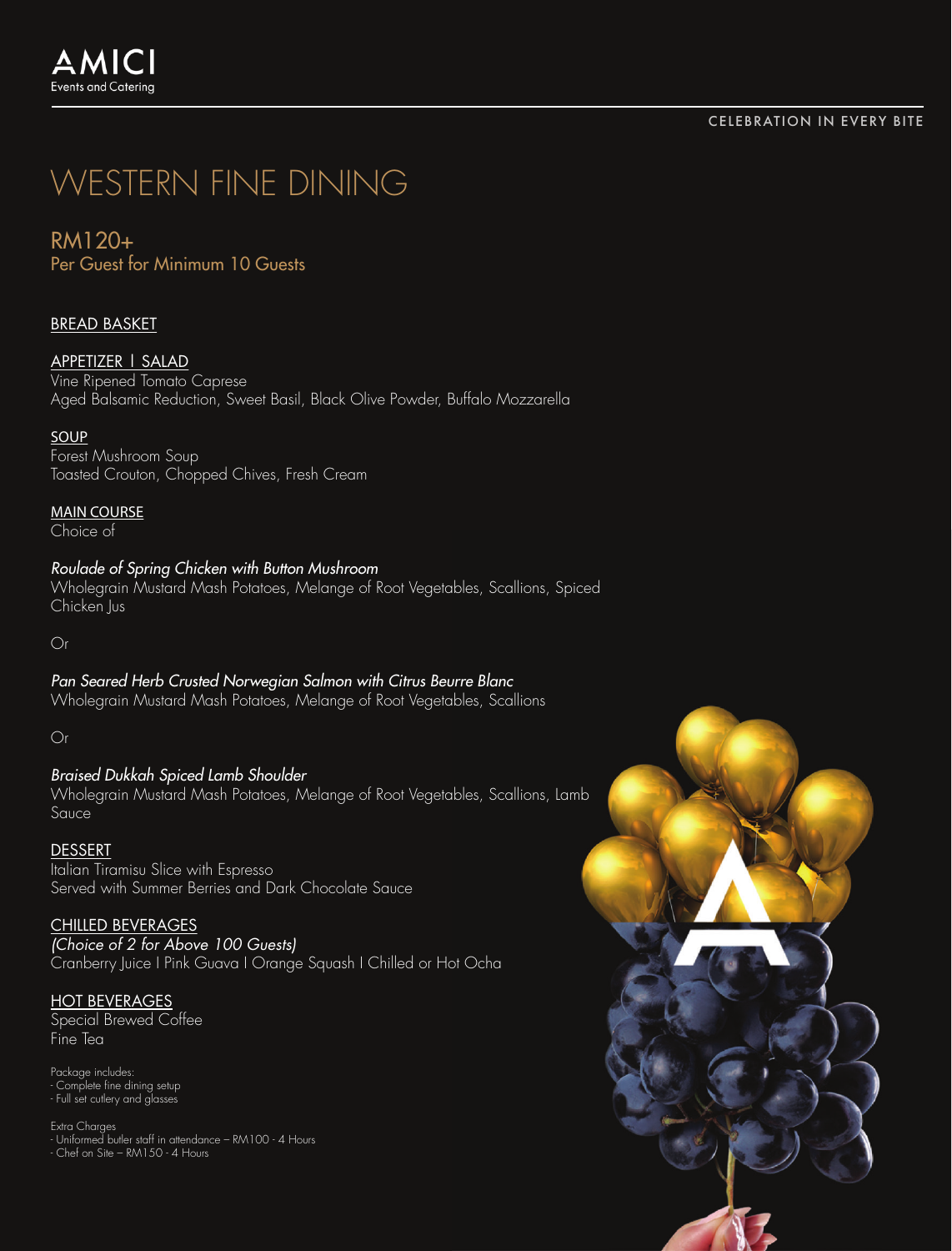AMICI
Events and Catering

CELEBRATION IN EVERY BITE

# WESTERN FINE DINING

## RM120+
Per Guest for Minimum 10 Guests

### BREAD BASKET

### APPETIZER I SALAD
Vine Ripened Tomato Caprese
Aged Balsamic Reduction, Sweet Basil, Black Olive Powder, Buffalo Mozzarella

### SOUP
Forest Mushroom Soup
Toasted Crouton, Chopped Chives, Fresh Cream

### MAIN COURSE
Choice of

*Roulade of Spring Chicken with Button Mushroom*
Wholegrain Mustard Mash Potatoes, Melange of Root Vegetables, Scallions, Spiced Chicken Jus

Or

*Pan Seared Herb Crusted Norwegian Salmon with Citrus Beurre Blanc*
Wholegrain Mustard Mash Potatoes, Melange of Root Vegetables, Scallions

Or

*Braised Dukkah Spiced Lamb Shoulder*
Wholegrain Mustard Mash Potatoes, Melange of Root Vegetables, Scallions, Lamb Sauce

### DESSERT
Italian Tiramisu Slice with Espresso
Served with Summer Berries and Dark Chocolate Sauce

### CHILLED BEVERAGES
*(Choice of 2 for Above 100 Guests)*
Cranberry Juice I Pink Guava I Orange Squash I Chilled or Hot Ocha

### HOT BEVERAGES
Special Brewed Coffee
Fine Tea

Package includes:
- Complete fine dining setup
- Full set cutlery and glasses

Extra Charges
- Uniformed butler staff in attendance – RM100 - 4 Hours
- Chef on Site – RM150 - 4 Hours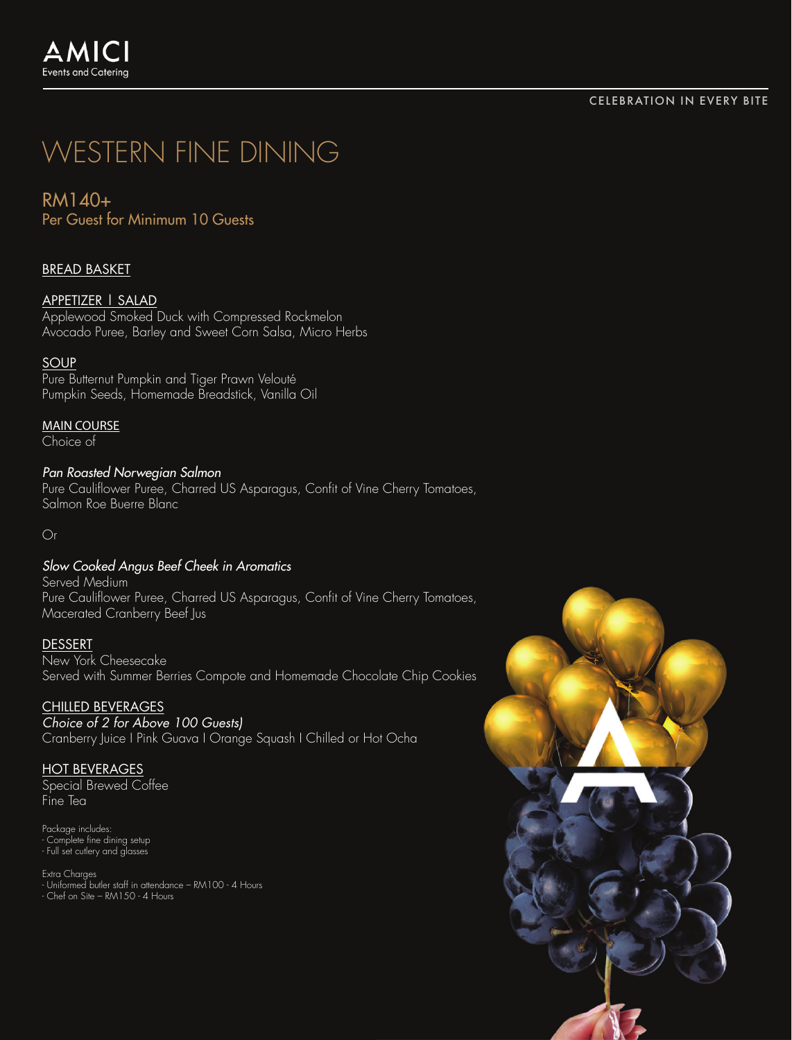AMICI
Events and Catering

CELEBRATION IN EVERY BITE

# WESTERN FINE DINING

## RM140+
Per Guest for Minimum 10 Guests

### BREAD BASKET

### APPETIZER I SALAD
Applewood Smoked Duck with Compressed Rockmelon
Avocado Puree, Barley and Sweet Corn Salsa, Micro Herbs

### SOUP
Pure Butternut Pumpkin and Tiger Prawn Velouté
Pumpkin Seeds, Homemade Breadstick, Vanilla Oil

### MAIN COURSE
Choice of

*Pan Roasted Norwegian Salmon*
Pure Cauliflower Puree, Charred US Asparagus, Confit of Vine Cherry Tomatoes,
Salmon Roe Buerre Blanc

Or

*Slow Cooked Angus Beef Cheek in Aromatics*
Served Medium
Pure Cauliflower Puree, Charred US Asparagus, Confit of Vine Cherry Tomatoes,
Macerated Cranberry Beef Jus

### DESSERT
New York Cheesecake
Served with Summer Berries Compote and Homemade Chocolate Chip Cookies

### CHILLED BEVERAGES
*Choice of 2 for Above 100 Guests)*
Cranberry Juice I Pink Guava I Orange Squash I Chilled or Hot Ocha

### HOT BEVERAGES
Special Brewed Coffee
Fine Tea

Package includes:
- Complete fine dining setup
- Full set cutlery and glasses

Extra Charges
- Uniformed butler staff in attendance – RM100 - 4 Hours
- Chef on Site – RM150 - 4 Hours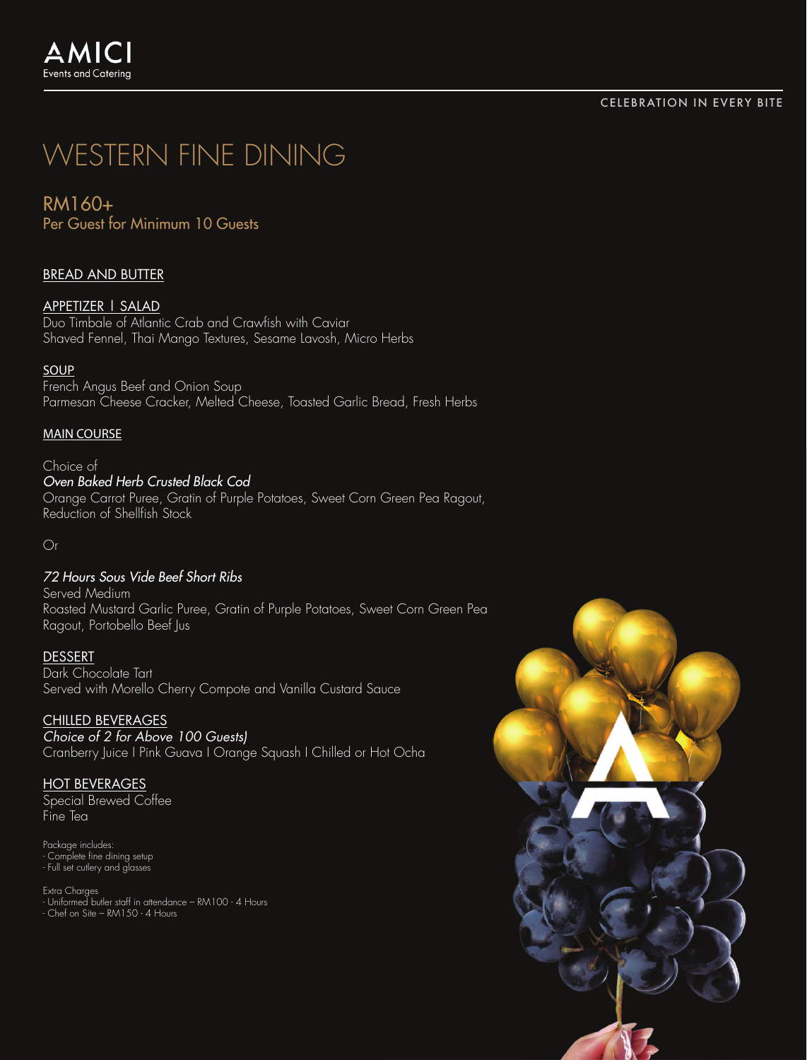AMICI
Events and Catering

CELEBRATION IN EVERY BITE

# WESTERN FINE DINING

## RM160+
Per Guest for Minimum 10 Guests

### BREAD AND BUTTER

### APPETIZER I SALAD
Duo Timbale of Atlantic Crab and Crawfish with Caviar
Shaved Fennel, Thai Mango Textures, Sesame Lavosh, Micro Herbs

### SOUP
French Angus Beef and Onion Soup
Parmesan Cheese Cracker, Melted Cheese, Toasted Garlic Bread, Fresh Herbs

### MAIN COURSE

Choice of
*Oven Baked Herb Crusted Black Cod*
Orange Carrot Puree, Gratin of Purple Potatoes, Sweet Corn Green Pea Ragout, Reduction of Shellfish Stock

Or

*72 Hours Sous Vide Beef Short Ribs*
Served Medium
Roasted Mustard Garlic Puree, Gratin of Purple Potatoes, Sweet Corn Green Pea Ragout, Portobello Beef Jus

### DESSERT
Dark Chocolate Tart
Served with Morello Cherry Compote and Vanilla Custard Sauce

### CHILLED BEVERAGES
*Choice of 2 for Above 100 Guests)*
Cranberry Juice I Pink Guava I Orange Squash I Chilled or Hot Ocha

### HOT BEVERAGES
Special Brewed Coffee
Fine Tea

Package includes:
- Complete fine dining setup
- Full set cutlery and glasses

Extra Charges
- Uniformed butler staff in attendance – RM100 - 4 Hours
- Chef on Site – RM150 - 4 Hours